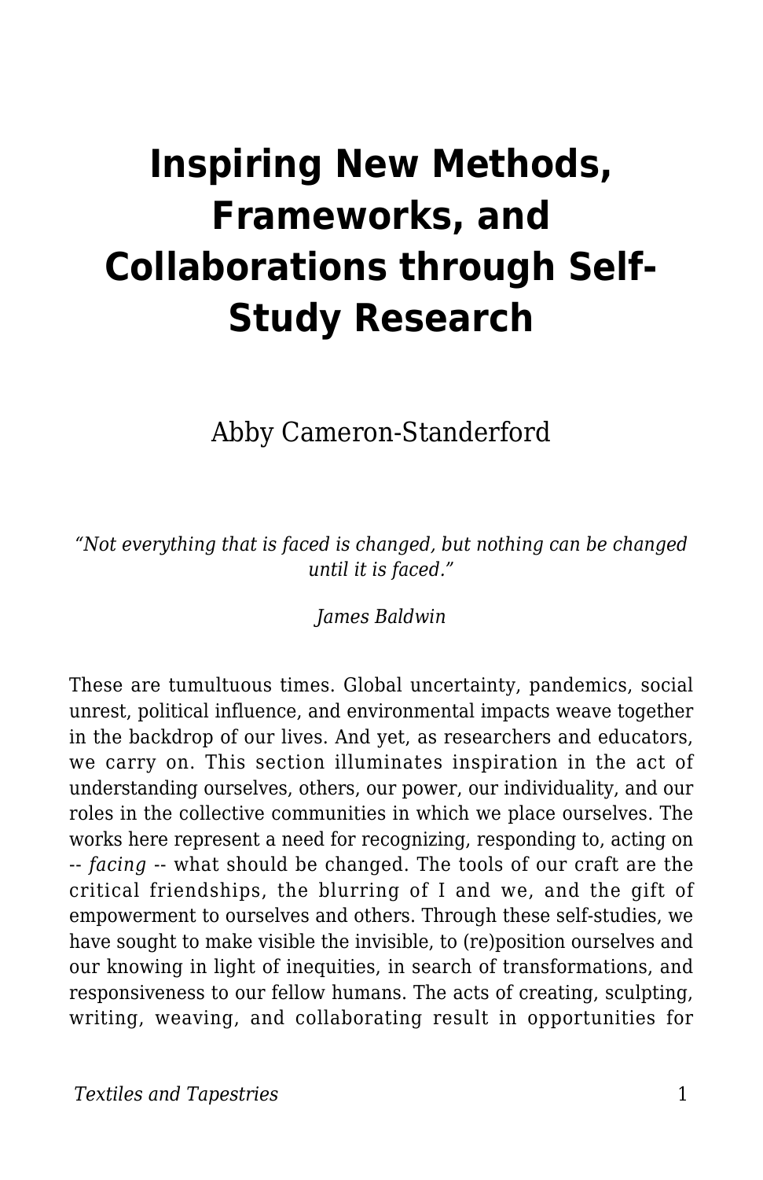# Inspiring New Methods, Frameworks, and Collaborations through Self-Study Research

Abby Cameron-Standerford

*"Not everything that is faced is changed, but nothing can be changed until it is faced."*

*James Baldwin*

These are tumultuous times. Global uncertainty, pandemics, social unrest, political influence, and environmental impacts weave together in the backdrop of our lives. And yet, as researchers and educators, we carry on. This section illuminates inspiration in the act of understanding ourselves, others, our power, our individuality, and our roles in the collective communities in which we place ourselves. The works here represent a need for recognizing, responding to, acting on -- *facing* -- what should be changed. The tools of our craft are the critical friendships, the blurring of I and we, and the gift of empowerment to ourselves and others. Through these self-studies, we have sought to make visible the invisible, to (re)position ourselves and our knowing in light of inequities, in search of transformations, and responsiveness to our fellow humans. The acts of creating, sculpting, writing, weaving, and collaborating result in opportunities for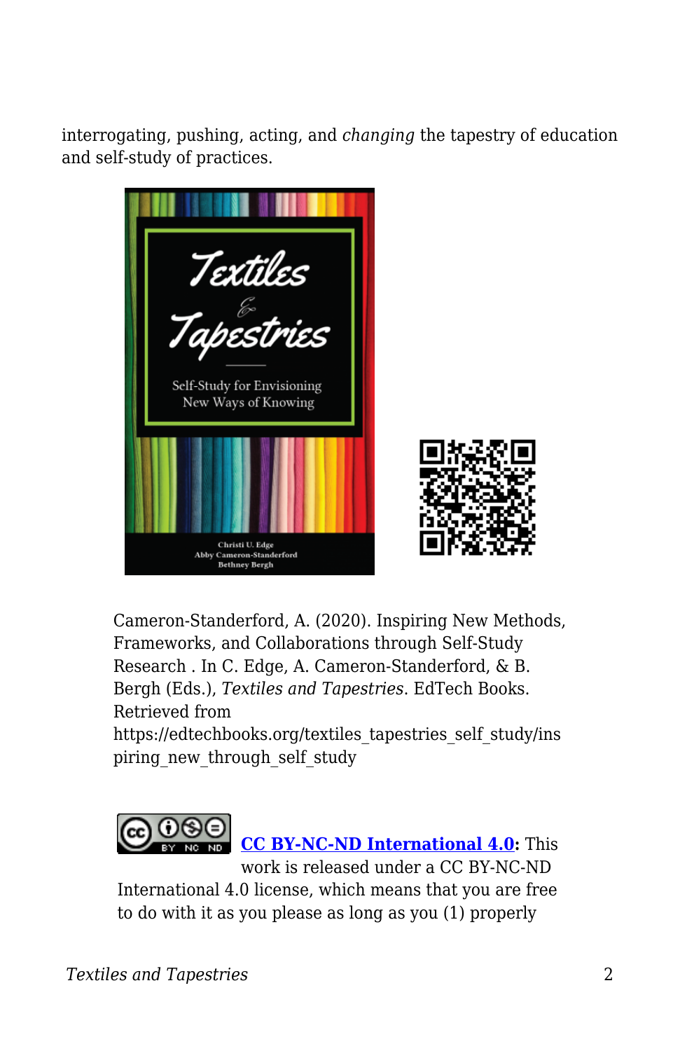interrogating, pushing, acting, and *changing* the tapestry of education and self-study of practices.

Cameron-Standerford, A. (2020). Inspiring New Methods, Frameworks, and Collaborations through Self-Study Research . In C. Edge, A. Cameron-Standerford, & B. Bergh (Eds.), *Textiles and Tapestries*. EdTech Books. Retrieved from https://edtechbooks.org/textiles_tapestries_self_study/inspiring_new_through_self_study

**CC BY-NC-ND International 4.0:** This work is released under a CC BY-NC-ND International 4.0 license, which means that you are free to do with it as you please as long as you (1) properly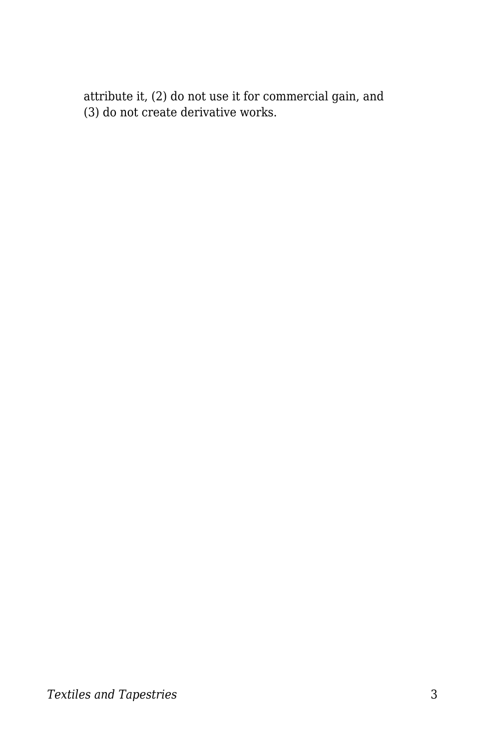attribute it, (2) do not use it for commercial gain, and (3) do not create derivative works.